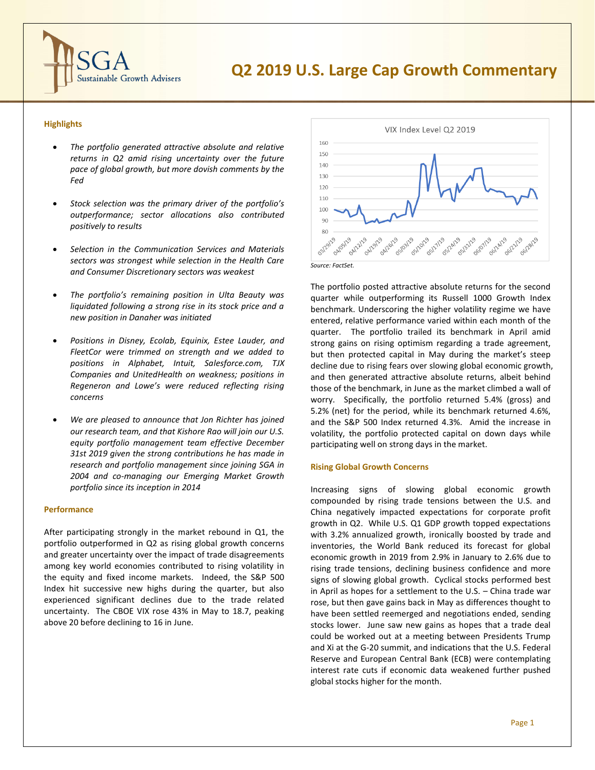# Q2 2019 U.S. Large Cap Growth Commentary

## Highlights

- *The portfolio generated attractive absolute and relative returns in Q2 amid rising uncertainty over the future pace of global growth, but more dovish comments by the Fed*
- *Stock selection was the primary driver of the portfolio's outperformance; sector allocations also contributed positively to results*
- *Selection in the Communication Services and Materials sectors was strongest while selection in the Health Care and Consumer Discretionary sectors was weakest*
- *The portfolio's remaining position in Ulta Beauty was liquidated following a strong rise in its stock price and a new position in Danaher was initiated*
- *Positions in Disney, Ecolab, Equinix, Estee Lauder, and FleetCor were trimmed on strength and we added to positions in Alphabet, Intuit, Salesforce.com, TJX Companies and UnitedHealth on weakness; positions in Regeneron and Lowe's were reduced reflecting rising concerns*
- *We are pleased to announce that Jon Richter has joined our research team, and that Kishore Rao will join our U.S. equity portfolio management team effective December 31st 2019 given the strong contributions he has made in research and portfolio management since joining SGA in 2004 and co-managing our Emerging Market Growth portfolio since its inception in 2014*

## Performance

After participating strongly in the market rebound in Q1, the portfolio outperformed in Q2 as rising global growth concerns and greater uncertainty over the impact of trade disagreements among key world economies contributed to rising volatility in the equity and fixed income markets. Indeed, the S&P 500 Index hit successive new highs during the quarter, but also experienced significant declines due to the trade related uncertainty. The CBOE VIX rose 43% in May to 18.7, peaking above 20 before declining to 16 in June.

VIX Index Level Q2 2019

*Source: FactSet.*

The portfolio posted attractive absolute returns for the second quarter while outperforming its Russell 1000 Growth Index benchmark. Underscoring the higher volatility regime we have entered, relative performance varied within each month of the quarter. The portfolio trailed its benchmark in April amid strong gains on rising optimism regarding a trade agreement, but then protected capital in May during the market's steep decline due to rising fears over slowing global economic growth, and then generated attractive absolute returns, albeit behind those of the benchmark, in June as the market climbed a wall of worry. Specifically, the portfolio returned 5.4% (gross) and 5.2% (net) for the period, while its benchmark returned 4.6%, and the S&P 500 Index returned 4.3%. Amid the increase in volatility, the portfolio protected capital on down days while participating well on strong days in the market.

## Rising Global Growth Concerns

Increasing signs of slowing global economic growth compounded by rising trade tensions between the U.S. and China negatively impacted expectations for corporate profit growth in Q2. While U.S. Q1 GDP growth topped expectations with 3.2% annualized growth, ironically boosted by trade and inventories, the World Bank reduced its forecast for global economic growth in 2019 from 2.9% in January to 2.6% due to rising trade tensions, declining business confidence and more signs of slowing global growth. Cyclical stocks performed best in April as hopes for a settlement to the U.S. – China trade war rose, but then gave gains back in May as differences thought to have been settled reemerged and negotiations ended, sending stocks lower. June saw new gains as hopes that a trade deal could be worked out at a meeting between Presidents Trump and Xi at the G-20 summit, and indications that the U.S. Federal Reserve and European Central Bank (ECB) were contemplating interest rate cuts if economic data weakened further pushed global stocks higher for the month.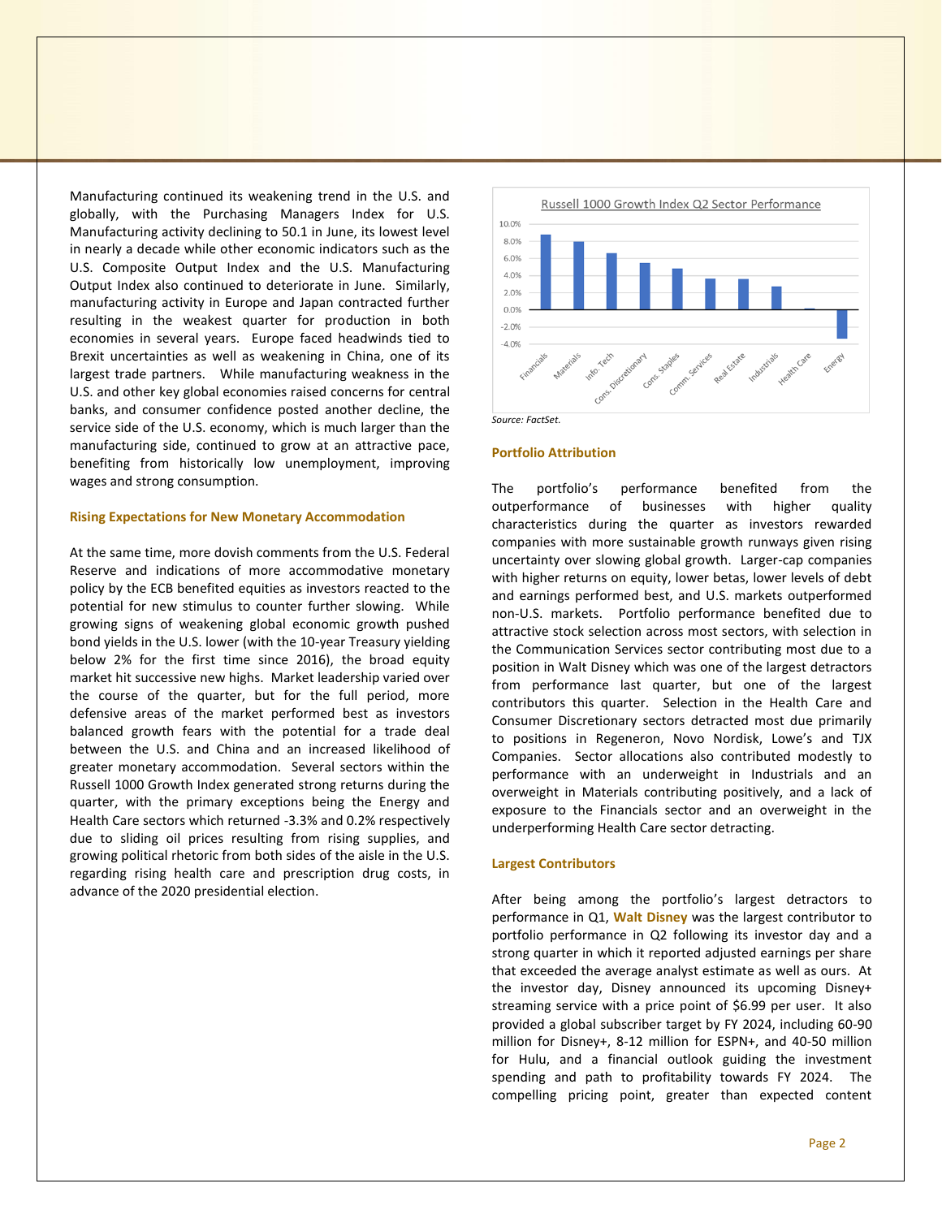Manufacturing continued its weakening trend in the U.S. and globally, with the Purchasing Managers Index for U.S. Manufacturing activity declining to 50.1 in June, its lowest level in nearly a decade while other economic indicators such as the U.S. Composite Output Index and the U.S. Manufacturing Output Index also continued to deteriorate in June. Similarly, manufacturing activity in Europe and Japan contracted further resulting in the weakest quarter for production in both economies in several years. Europe faced headwinds tied to Brexit uncertainties as well as weakening in China, one of its largest trade partners. While manufacturing weakness in the U.S. and other key global economies raised concerns for central banks, and consumer confidence posted another decline, the service side of the U.S. economy, which is much larger than the manufacturing side, continued to grow at an attractive pace, benefiting from historically low unemployment, improving wages and strong consumption.

### Rising Expectations for New Monetary Accommodation

At the same time, more dovish comments from the U.S. Federal Reserve and indications of more accommodative monetary policy by the ECB benefited equities as investors reacted to the potential for new stimulus to counter further slowing. While growing signs of weakening global economic growth pushed bond yields in the U.S. lower (with the 10-year Treasury yielding below 2% for the first time since 2016), the broad equity market hit successive new highs. Market leadership varied over the course of the quarter, but for the full period, more defensive areas of the market performed best as investors balanced growth fears with the potential for a trade deal between the U.S. and China and an increased likelihood of greater monetary accommodation. Several sectors within the Russell 1000 Growth Index generated strong returns during the quarter, with the primary exceptions being the Energy and Health Care sectors which returned -3.3% and 0.2% respectively due to sliding oil prices resulting from rising supplies, and growing political rhetoric from both sides of the aisle in the U.S. regarding rising health care and prescription drug costs, in advance of the 2020 presidential election.

**Russell 1000 Growth Index Q2 Sector Performance**

| Sector | Q2 Performance (approx.) |
|---|---|
| Financials | 8.7% |
| Materials | 8.0% |
| Info. Tech | 6.6% |
| Cons. Discretionary | 5.5% |
| Cons. Staples | 4.8% |
| Comm. Services | 3.6% |
| Real Estate | 3.6% |
| Industrials | 2.7% |
| Health Care | 0.2% |
| Energy | -3.3% |

*Source: FactSet.*

### Portfolio Attribution

The portfolio's performance benefited from the outperformance of businesses with higher quality characteristics during the quarter as investors rewarded companies with more sustainable growth runways given rising uncertainty over slowing global growth. Larger-cap companies with higher returns on equity, lower betas, lower levels of debt and earnings performed best, and U.S. markets outperformed non-U.S. markets. Portfolio performance benefited due to attractive stock selection across most sectors, with selection in the Communication Services sector contributing most due to a position in Walt Disney which was one of the largest detractors from performance last quarter, but one of the largest contributors this quarter. Selection in the Health Care and Consumer Discretionary sectors detracted most due primarily to positions in Regeneron, Novo Nordisk, Lowe's and TJX Companies. Sector allocations also contributed modestly to performance with an underweight in Industrials and an overweight in Materials contributing positively, and a lack of exposure to the Financials sector and an overweight in the underperforming Health Care sector detracting.

### Largest Contributors

After being among the portfolio's largest detractors to performance in Q1, **Walt Disney** was the largest contributor to portfolio performance in Q2 following its investor day and a strong quarter in which it reported adjusted earnings per share that exceeded the average analyst estimate as well as ours. At the investor day, Disney announced its upcoming Disney+ streaming service with a price point of $6.99 per user. It also provided a global subscriber target by FY 2024, including 60-90 million for Disney+, 8-12 million for ESPN+, and 40-50 million for Hulu, and a financial outlook guiding the investment spending and path to profitability towards FY 2024. The compelling pricing point, greater than expected content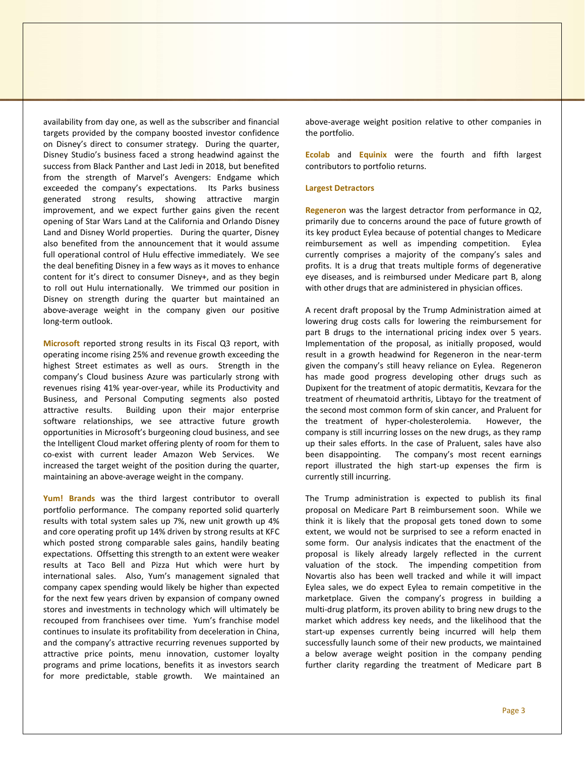availability from day one, as well as the subscriber and financial targets provided by the company boosted investor confidence on Disney's direct to consumer strategy. During the quarter, Disney Studio's business faced a strong headwind against the success from Black Panther and Last Jedi in 2018, but benefited from the strength of Marvel's Avengers: Endgame which exceeded the company's expectations. Its Parks business generated strong results, showing attractive margin improvement, and we expect further gains given the recent opening of Star Wars Land at the California and Orlando Disney Land and Disney World properties. During the quarter, Disney also benefited from the announcement that it would assume full operational control of Hulu effective immediately. We see the deal benefiting Disney in a few ways as it moves to enhance content for it's direct to consumer Disney+, and as they begin to roll out Hulu internationally. We trimmed our position in Disney on strength during the quarter but maintained an above-average weight in the company given our positive long-term outlook.

**Microsoft** reported strong results in its Fiscal Q3 report, with operating income rising 25% and revenue growth exceeding the highest Street estimates as well as ours. Strength in the company's Cloud business Azure was particularly strong with revenues rising 41% year-over-year, while its Productivity and Business, and Personal Computing segments also posted attractive results. Building upon their major enterprise software relationships, we see attractive future growth opportunities in Microsoft's burgeoning cloud business, and see the Intelligent Cloud market offering plenty of room for them to co-exist with current leader Amazon Web Services. We increased the target weight of the position during the quarter, maintaining an above-average weight in the company.

**Yum! Brands** was the third largest contributor to overall portfolio performance. The company reported solid quarterly results with total system sales up 7%, new unit growth up 4% and core operating profit up 14% driven by strong results at KFC which posted strong comparable sales gains, handily beating expectations. Offsetting this strength to an extent were weaker results at Taco Bell and Pizza Hut which were hurt by international sales. Also, Yum's management signaled that company capex spending would likely be higher than expected for the next few years driven by expansion of company owned stores and investments in technology which will ultimately be recouped from franchisees over time. Yum's franchise model continues to insulate its profitability from deceleration in China, and the company's attractive recurring revenues supported by attractive price points, menu innovation, customer loyalty programs and prime locations, benefits it as investors search for more predictable, stable growth. We maintained an above-average weight position relative to other companies in the portfolio.

**Ecolab** and **Equinix** were the fourth and fifth largest contributors to portfolio returns.

### Largest Detractors

**Regeneron** was the largest detractor from performance in Q2, primarily due to concerns around the pace of future growth of its key product Eylea because of potential changes to Medicare reimbursement as well as impending competition. Eylea currently comprises a majority of the company's sales and profits. It is a drug that treats multiple forms of degenerative eye diseases, and is reimbursed under Medicare part B, along with other drugs that are administered in physician offices.

A recent draft proposal by the Trump Administration aimed at lowering drug costs calls for lowering the reimbursement for part B drugs to the international pricing index over 5 years. Implementation of the proposal, as initially proposed, would result in a growth headwind for Regeneron in the near-term given the company's still heavy reliance on Eylea. Regeneron has made good progress developing other drugs such as Dupixent for the treatment of atopic dermatitis, Kevzara for the treatment of rheumatoid arthritis, Libtayo for the treatment of the second most common form of skin cancer, and Praluent for the treatment of hyper-cholesterolemia. However, the company is still incurring losses on the new drugs, as they ramp up their sales efforts. In the case of Praluent, sales have also been disappointing. The company's most recent earnings report illustrated the high start-up expenses the firm is currently still incurring.

The Trump administration is expected to publish its final proposal on Medicare Part B reimbursement soon. While we think it is likely that the proposal gets toned down to some extent, we would not be surprised to see a reform enacted in some form. Our analysis indicates that the enactment of the proposal is likely already largely reflected in the current valuation of the stock. The impending competition from Novartis also has been well tracked and while it will impact Eylea sales, we do expect Eylea to remain competitive in the marketplace. Given the company's progress in building a multi-drug platform, its proven ability to bring new drugs to the market which address key needs, and the likelihood that the start-up expenses currently being incurred will help them successfully launch some of their new products, we maintained a below average weight position in the company pending further clarity regarding the treatment of Medicare part B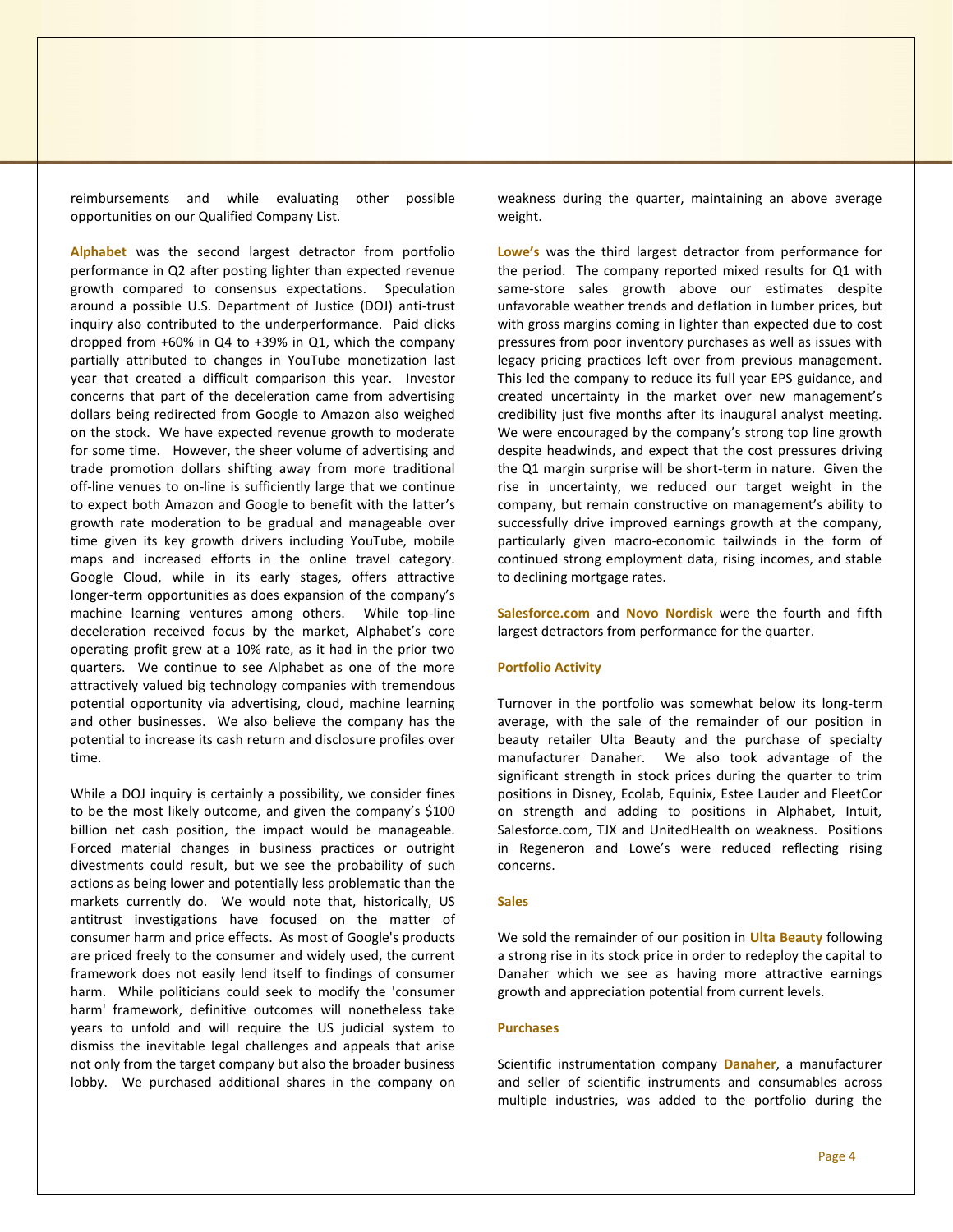reimbursements and while evaluating other possible opportunities on our Qualified Company List.

**Alphabet** was the second largest detractor from portfolio performance in Q2 after posting lighter than expected revenue growth compared to consensus expectations. Speculation around a possible U.S. Department of Justice (DOJ) anti-trust inquiry also contributed to the underperformance. Paid clicks dropped from +60% in Q4 to +39% in Q1, which the company partially attributed to changes in YouTube monetization last year that created a difficult comparison this year. Investor concerns that part of the deceleration came from advertising dollars being redirected from Google to Amazon also weighed on the stock. We have expected revenue growth to moderate for some time. However, the sheer volume of advertising and trade promotion dollars shifting away from more traditional off-line venues to on-line is sufficiently large that we continue to expect both Amazon and Google to benefit with the latter's growth rate moderation to be gradual and manageable over time given its key growth drivers including YouTube, mobile maps and increased efforts in the online travel category. Google Cloud, while in its early stages, offers attractive longer-term opportunities as does expansion of the company's machine learning ventures among others. While top-line deceleration received focus by the market, Alphabet's core operating profit grew at a 10% rate, as it had in the prior two quarters. We continue to see Alphabet as one of the more attractively valued big technology companies with tremendous potential opportunity via advertising, cloud, machine learning and other businesses. We also believe the company has the potential to increase its cash return and disclosure profiles over time.

While a DOJ inquiry is certainly a possibility, we consider fines to be the most likely outcome, and given the company's $100 billion net cash position, the impact would be manageable. Forced material changes in business practices or outright divestments could result, but we see the probability of such actions as being lower and potentially less problematic than the markets currently do. We would note that, historically, US antitrust investigations have focused on the matter of consumer harm and price effects. As most of Google's products are priced freely to the consumer and widely used, the current framework does not easily lend itself to findings of consumer harm. While politicians could seek to modify the 'consumer harm' framework, definitive outcomes will nonetheless take years to unfold and will require the US judicial system to dismiss the inevitable legal challenges and appeals that arise not only from the target company but also the broader business lobby. We purchased additional shares in the company on weakness during the quarter, maintaining an above average weight.

**Lowe's** was the third largest detractor from performance for the period. The company reported mixed results for Q1 with same-store sales growth above our estimates despite unfavorable weather trends and deflation in lumber prices, but with gross margins coming in lighter than expected due to cost pressures from poor inventory purchases as well as issues with legacy pricing practices left over from previous management. This led the company to reduce its full year EPS guidance, and created uncertainty in the market over new management's credibility just five months after its inaugural analyst meeting. We were encouraged by the company's strong top line growth despite headwinds, and expect that the cost pressures driving the Q1 margin surprise will be short-term in nature. Given the rise in uncertainty, we reduced our target weight in the company, but remain constructive on management's ability to successfully drive improved earnings growth at the company, particularly given macro-economic tailwinds in the form of continued strong employment data, rising incomes, and stable to declining mortgage rates.

**Salesforce.com** and **Novo Nordisk** were the fourth and fifth largest detractors from performance for the quarter.

### Portfolio Activity

Turnover in the portfolio was somewhat below its long-term average, with the sale of the remainder of our position in beauty retailer Ulta Beauty and the purchase of specialty manufacturer Danaher. We also took advantage of the significant strength in stock prices during the quarter to trim positions in Disney, Ecolab, Equinix, Estee Lauder and FleetCor on strength and adding to positions in Alphabet, Intuit, Salesforce.com, TJX and UnitedHealth on weakness. Positions in Regeneron and Lowe's were reduced reflecting rising concerns.

### Sales

We sold the remainder of our position in **Ulta Beauty** following a strong rise in its stock price in order to redeploy the capital to Danaher which we see as having more attractive earnings growth and appreciation potential from current levels.

### Purchases

Scientific instrumentation company **Danaher**, a manufacturer and seller of scientific instruments and consumables across multiple industries, was added to the portfolio during the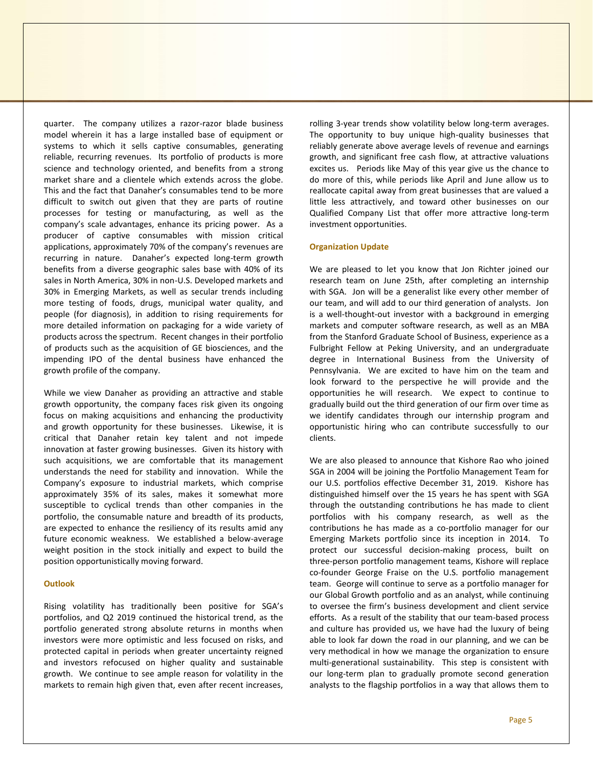quarter. The company utilizes a razor-razor blade business model wherein it has a large installed base of equipment or systems to which it sells captive consumables, generating reliable, recurring revenues. Its portfolio of products is more science and technology oriented, and benefits from a strong market share and a clientele which extends across the globe. This and the fact that Danaher's consumables tend to be more difficult to switch out given that they are parts of routine processes for testing or manufacturing, as well as the company's scale advantages, enhance its pricing power. As a producer of captive consumables with mission critical applications, approximately 70% of the company's revenues are recurring in nature. Danaher's expected long-term growth benefits from a diverse geographic sales base with 40% of its sales in North America, 30% in non-U.S. Developed markets and 30% in Emerging Markets, as well as secular trends including more testing of foods, drugs, municipal water quality, and people (for diagnosis), in addition to rising requirements for more detailed information on packaging for a wide variety of products across the spectrum. Recent changes in their portfolio of products such as the acquisition of GE biosciences, and the impending IPO of the dental business have enhanced the growth profile of the company.

While we view Danaher as providing an attractive and stable growth opportunity, the company faces risk given its ongoing focus on making acquisitions and enhancing the productivity and growth opportunity for these businesses. Likewise, it is critical that Danaher retain key talent and not impede innovation at faster growing businesses. Given its history with such acquisitions, we are comfortable that its management understands the need for stability and innovation. While the Company's exposure to industrial markets, which comprise approximately 35% of its sales, makes it somewhat more susceptible to cyclical trends than other companies in the portfolio, the consumable nature and breadth of its products, are expected to enhance the resiliency of its results amid any future economic weakness. We established a below-average weight position in the stock initially and expect to build the position opportunistically moving forward.

### Outlook

Rising volatility has traditionally been positive for SGA's portfolios, and Q2 2019 continued the historical trend, as the portfolio generated strong absolute returns in months when investors were more optimistic and less focused on risks, and protected capital in periods when greater uncertainty reigned and investors refocused on higher quality and sustainable growth. We continue to see ample reason for volatility in the markets to remain high given that, even after recent increases, rolling 3-year trends show volatility below long-term averages. The opportunity to buy unique high-quality businesses that reliably generate above average levels of revenue and earnings growth, and significant free cash flow, at attractive valuations excites us. Periods like May of this year give us the chance to do more of this, while periods like April and June allow us to reallocate capital away from great businesses that are valued a little less attractively, and toward other businesses on our Qualified Company List that offer more attractive long-term investment opportunities.

### Organization Update

We are pleased to let you know that Jon Richter joined our research team on June 25th, after completing an internship with SGA. Jon will be a generalist like every other member of our team, and will add to our third generation of analysts. Jon is a well-thought-out investor with a background in emerging markets and computer software research, as well as an MBA from the Stanford Graduate School of Business, experience as a Fulbright Fellow at Peking University, and an undergraduate degree in International Business from the University of Pennsylvania. We are excited to have him on the team and look forward to the perspective he will provide and the opportunities he will research. We expect to continue to gradually build out the third generation of our firm over time as we identify candidates through our internship program and opportunistic hiring who can contribute successfully to our clients.

We are also pleased to announce that Kishore Rao who joined SGA in 2004 will be joining the Portfolio Management Team for our U.S. portfolios effective December 31, 2019. Kishore has distinguished himself over the 15 years he has spent with SGA through the outstanding contributions he has made to client portfolios with his company research, as well as the contributions he has made as a co-portfolio manager for our Emerging Markets portfolio since its inception in 2014. To protect our successful decision-making process, built on three-person portfolio management teams, Kishore will replace co-founder George Fraise on the U.S. portfolio management team. George will continue to serve as a portfolio manager for our Global Growth portfolio and as an analyst, while continuing to oversee the firm's business development and client service efforts. As a result of the stability that our team-based process and culture has provided us, we have had the luxury of being able to look far down the road in our planning, and we can be very methodical in how we manage the organization to ensure multi-generational sustainability. This step is consistent with our long-term plan to gradually promote second generation analysts to the flagship portfolios in a way that allows them to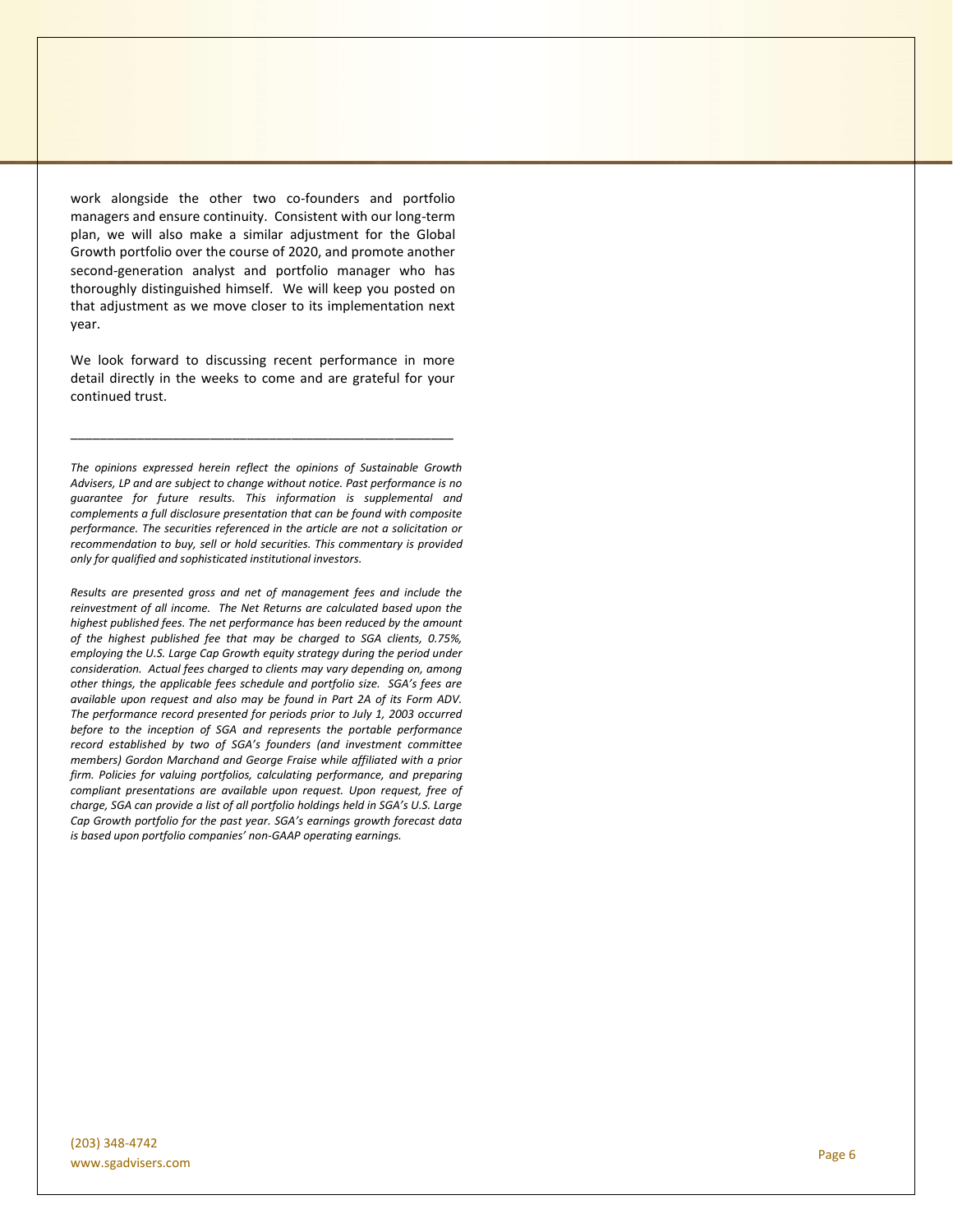work alongside the other two co-founders and portfolio managers and ensure continuity. Consistent with our long-term plan, we will also make a similar adjustment for the Global Growth portfolio over the course of 2020, and promote another second-generation analyst and portfolio manager who has thoroughly distinguished himself. We will keep you posted on that adjustment as we move closer to its implementation next year.

We look forward to discussing recent performance in more detail directly in the weeks to come and are grateful for your continued trust.

---

*The opinions expressed herein reflect the opinions of Sustainable Growth Advisers, LP and are subject to change without notice. Past performance is no guarantee for future results. This information is supplemental and complements a full disclosure presentation that can be found with composite performance. The securities referenced in the article are not a solicitation or recommendation to buy, sell or hold securities. This commentary is provided only for qualified and sophisticated institutional investors.*

*Results are presented gross and net of management fees and include the reinvestment of all income. The Net Returns are calculated based upon the highest published fees. The net performance has been reduced by the amount of the highest published fee that may be charged to SGA clients, 0.75%, employing the U.S. Large Cap Growth equity strategy during the period under consideration. Actual fees charged to clients may vary depending on, among other things, the applicable fees schedule and portfolio size. SGA's fees are available upon request and also may be found in Part 2A of its Form ADV. The performance record presented for periods prior to July 1, 2003 occurred before to the inception of SGA and represents the portable performance record established by two of SGA's founders (and investment committee members) Gordon Marchand and George Fraise while affiliated with a prior firm. Policies for valuing portfolios, calculating performance, and preparing compliant presentations are available upon request. Upon request, free of charge, SGA can provide a list of all portfolio holdings held in SGA's U.S. Large Cap Growth portfolio for the past year. SGA's earnings growth forecast data is based upon portfolio companies' non-GAAP operating earnings.*